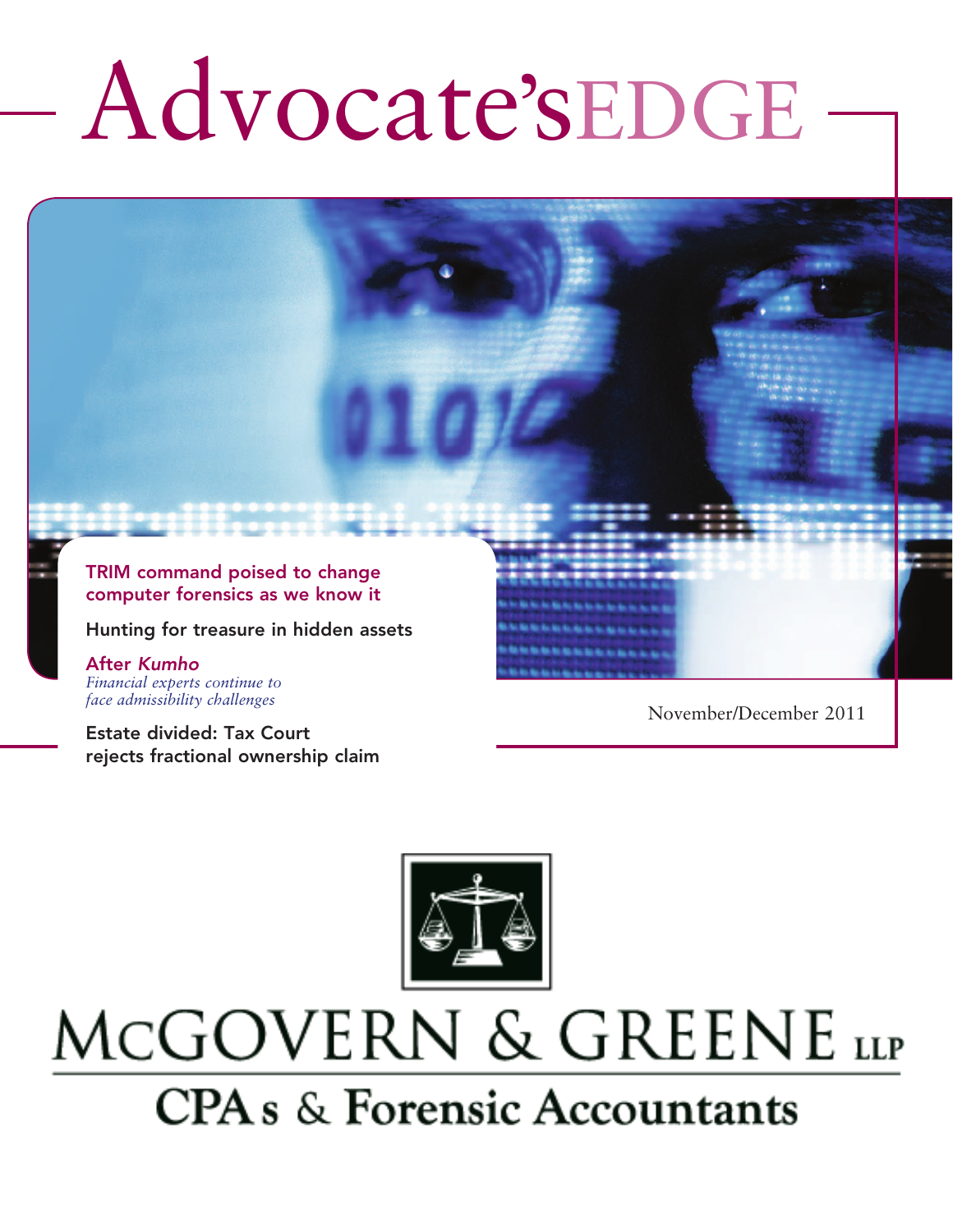# Advocate's EDGE

**TRIM command poised to change computer forensics as we know it**

**Hunting for treasure in hidden assets**

**After *Kumho***
*Financial experts continue to face admissibility challenges*

**Estate divided: Tax Court rejects fractional ownership claim**

November/December 2011

MCGOVERN & GREENE LLP

CPAs & Forensic Accountants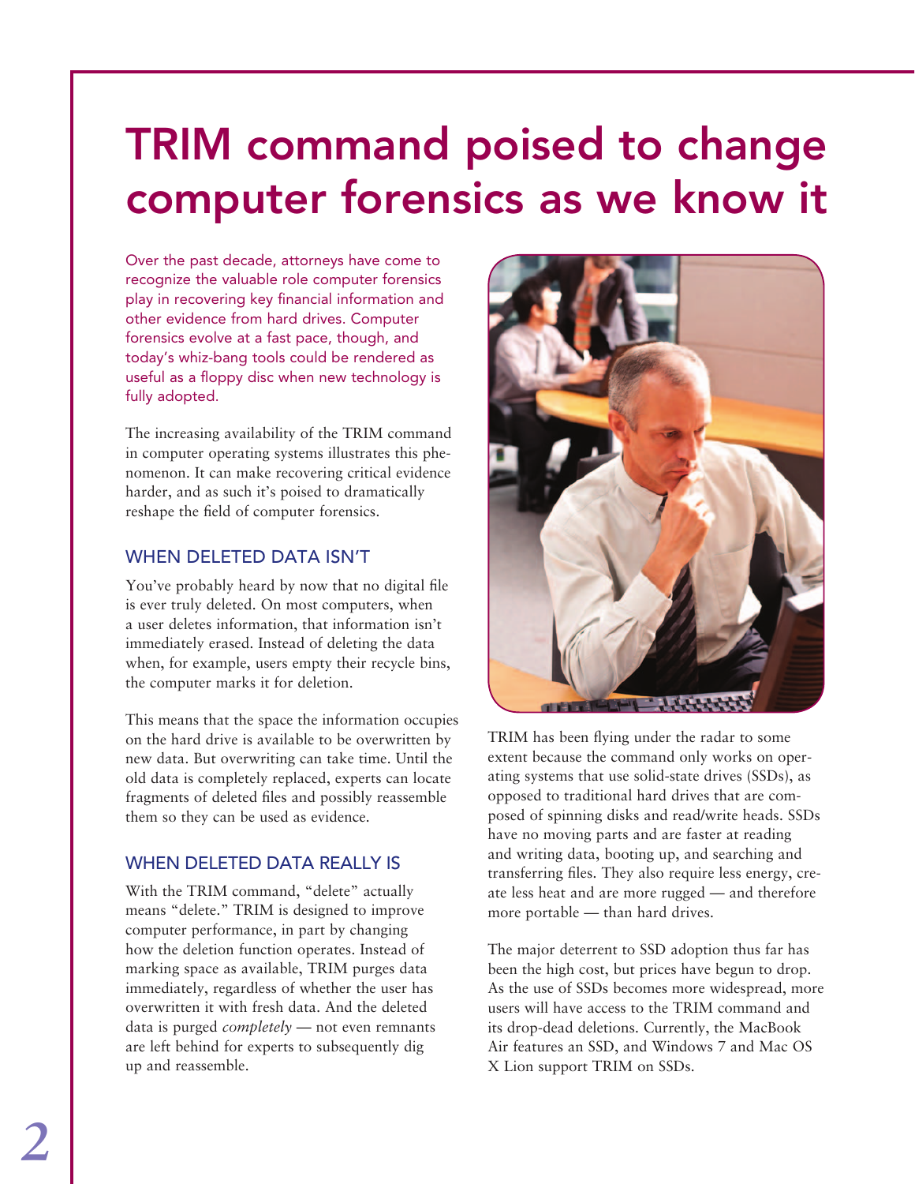# TRIM command poised to change computer forensics as we know it

Over the past decade, attorneys have come to recognize the valuable role computer forensics play in recovering key financial information and other evidence from hard drives. Computer forensics evolve at a fast pace, though, and today's whiz-bang tools could be rendered as useful as a floppy disc when new technology is fully adopted.

The increasing availability of the TRIM command in computer operating systems illustrates this phenomenon. It can make recovering critical evidence harder, and as such it's poised to dramatically reshape the field of computer forensics.

## WHEN DELETED DATA ISN'T

You've probably heard by now that no digital file is ever truly deleted. On most computers, when a user deletes information, that information isn't immediately erased. Instead of deleting the data when, for example, users empty their recycle bins, the computer marks it for deletion.

This means that the space the information occupies on the hard drive is available to be overwritten by new data. But overwriting can take time. Until the old data is completely replaced, experts can locate fragments of deleted files and possibly reassemble them so they can be used as evidence.

## WHEN DELETED DATA REALLY IS

With the TRIM command, "delete" actually means "delete." TRIM is designed to improve computer performance, in part by changing how the deletion function operates. Instead of marking space as available, TRIM purges data immediately, regardless of whether the user has overwritten it with fresh data. And the deleted data is purged *completely* — not even remnants are left behind for experts to subsequently dig up and reassemble.

TRIM has been flying under the radar to some extent because the command only works on operating systems that use solid-state drives (SSDs), as opposed to traditional hard drives that are composed of spinning disks and read/write heads. SSDs have no moving parts and are faster at reading and writing data, booting up, and searching and transferring files. They also require less energy, create less heat and are more rugged — and therefore more portable — than hard drives.

The major deterrent to SSD adoption thus far has been the high cost, but prices have begun to drop. As the use of SSDs becomes more widespread, more users will have access to the TRIM command and its drop-dead deletions. Currently, the MacBook Air features an SSD, and Windows 7 and Mac OS X Lion support TRIM on SSDs.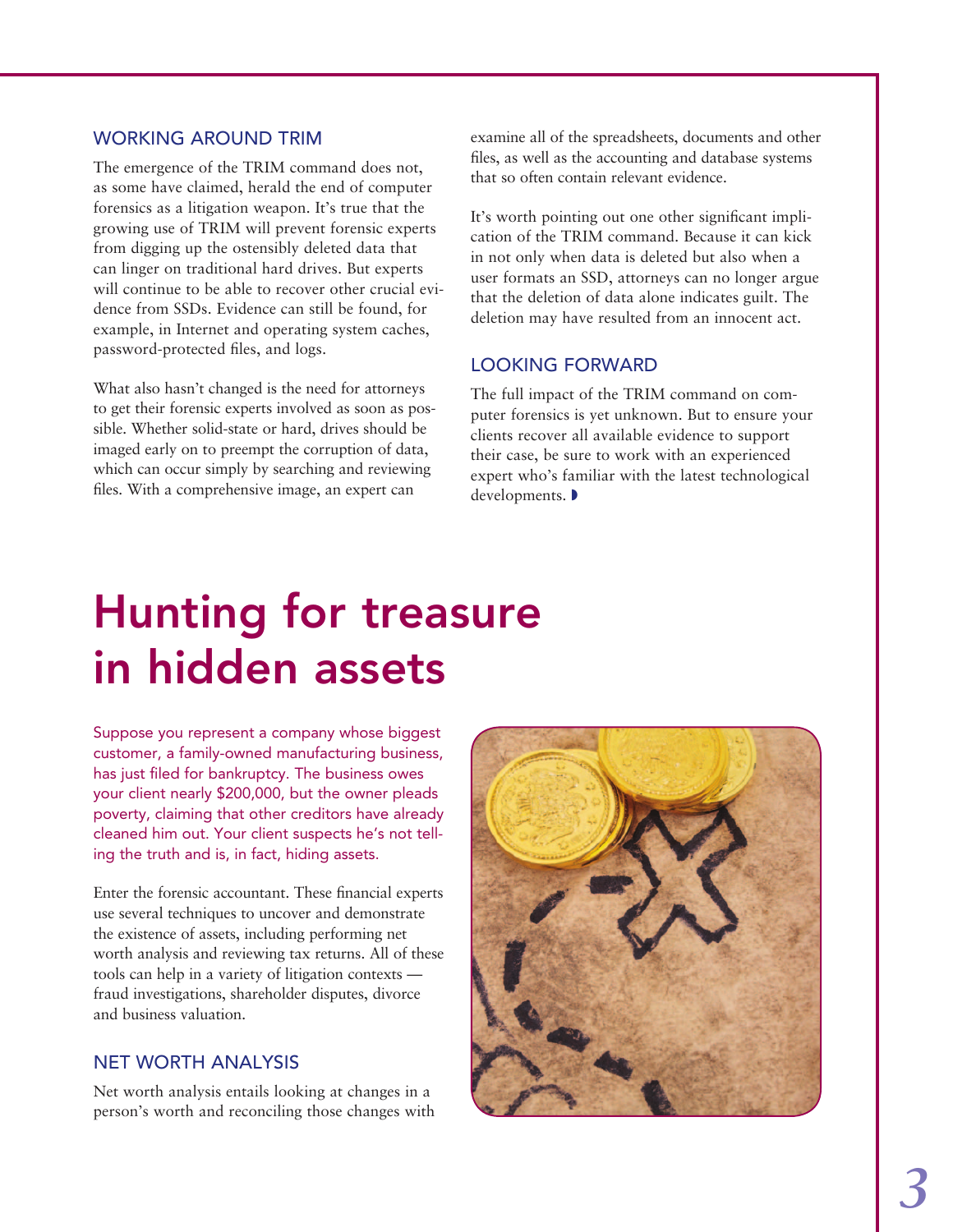### WORKING AROUND TRIM

The emergence of the TRIM command does not, as some have claimed, herald the end of computer forensics as a litigation weapon. It's true that the growing use of TRIM will prevent forensic experts from digging up the ostensibly deleted data that can linger on traditional hard drives. But experts will continue to be able to recover other crucial evidence from SSDs. Evidence can still be found, for example, in Internet and operating system caches, password-protected files, and logs.

What also hasn't changed is the need for attorneys to get their forensic experts involved as soon as possible. Whether solid-state or hard, drives should be imaged early on to preempt the corruption of data, which can occur simply by searching and reviewing files. With a comprehensive image, an expert can examine all of the spreadsheets, documents and other files, as well as the accounting and database systems that so often contain relevant evidence.

It's worth pointing out one other significant implication of the TRIM command. Because it can kick in not only when data is deleted but also when a user formats an SSD, attorneys can no longer argue that the deletion of data alone indicates guilt. The deletion may have resulted from an innocent act.

### LOOKING FORWARD

The full impact of the TRIM command on computer forensics is yet unknown. But to ensure your clients recover all available evidence to support their case, be sure to work with an experienced expert who's familiar with the latest technological developments.

# Hunting for treasure in hidden assets

Suppose you represent a company whose biggest customer, a family-owned manufacturing business, has just filed for bankruptcy. The business owes your client nearly $200,000, but the owner pleads poverty, claiming that other creditors have already cleaned him out. Your client suspects he's not telling the truth and is, in fact, hiding assets.

Enter the forensic accountant. These financial experts use several techniques to uncover and demonstrate the existence of assets, including performing net worth analysis and reviewing tax returns. All of these tools can help in a variety of litigation contexts — fraud investigations, shareholder disputes, divorce and business valuation.

### NET WORTH ANALYSIS

Net worth analysis entails looking at changes in a person's worth and reconciling those changes with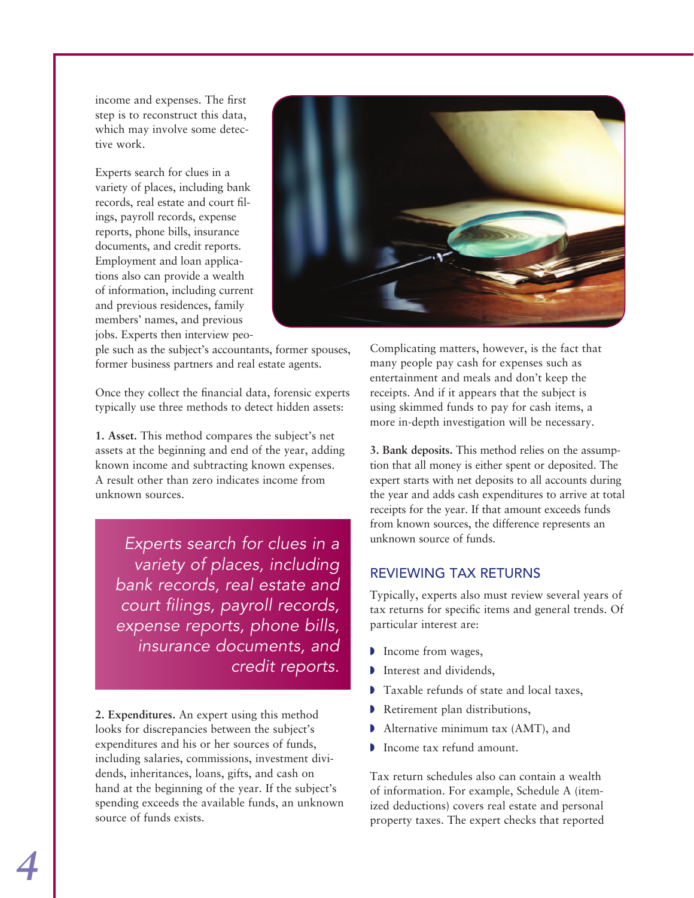income and expenses. The first step is to reconstruct this data, which may involve some detective work.

Experts search for clues in a variety of places, including bank records, real estate and court filings, payroll records, expense reports, phone bills, insurance documents, and credit reports. Employment and loan applications also can provide a wealth of information, including current and previous residences, family members' names, and previous jobs. Experts then interview people such as the subject's accountants, former spouses, former business partners and real estate agents.

Once they collect the financial data, forensic experts typically use three methods to detect hidden assets:

**1. Asset.** This method compares the subject's net assets at the beginning and end of the year, adding known income and subtracting known expenses. A result other than zero indicates income from unknown sources.

> *Experts search for clues in a variety of places, including bank records, real estate and court filings, payroll records, expense reports, phone bills, insurance documents, and credit reports.*

**2. Expenditures.** An expert using this method looks for discrepancies between the subject's expenditures and his or her sources of funds, including salaries, commissions, investment dividends, inheritances, loans, gifts, and cash on hand at the beginning of the year. If the subject's spending exceeds the available funds, an unknown source of funds exists.

Complicating matters, however, is the fact that many people pay cash for expenses such as entertainment and meals and don't keep the receipts. And if it appears that the subject is using skimmed funds to pay for cash items, a more in-depth investigation will be necessary.

**3. Bank deposits.** This method relies on the assumption that all money is either spent or deposited. The expert starts with net deposits to all accounts during the year and adds cash expenditures to arrive at total receipts for the year. If that amount exceeds funds from known sources, the difference represents an unknown source of funds.

## REVIEWING TAX RETURNS

Typically, experts also must review several years of tax returns for specific items and general trends. Of particular interest are:

- Income from wages,
- Interest and dividends,
- Taxable refunds of state and local taxes,
- Retirement plan distributions,
- Alternative minimum tax (AMT), and
- Income tax refund amount.

Tax return schedules also can contain a wealth of information. For example, Schedule A (itemized deductions) covers real estate and personal property taxes. The expert checks that reported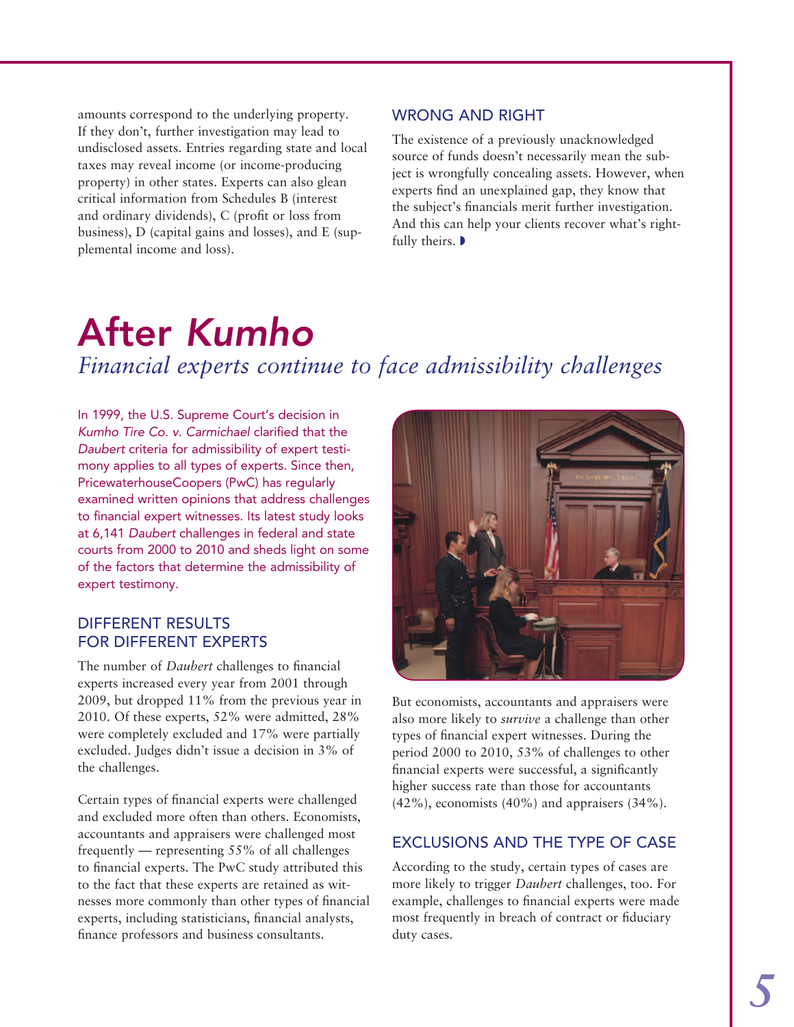amounts correspond to the underlying property. If they don't, further investigation may lead to undisclosed assets. Entries regarding state and local taxes may reveal income (or income-producing property) in other states. Experts can also glean critical information from Schedules B (interest and ordinary dividends), C (profit or loss from business), D (capital gains and losses), and E (supplemental income and loss).

### WRONG AND RIGHT

The existence of a previously unacknowledged source of funds doesn't necessarily mean the subject is wrongfully concealing assets. However, when experts find an unexplained gap, they know that the subject's financials merit further investigation. And this can help your clients recover what's rightfully theirs.

# After *Kumho*

*Financial experts continue to face admissibility challenges*

In 1999, the U.S. Supreme Court's decision in *Kumho Tire Co. v. Carmichael* clarified that the *Daubert* criteria for admissibility of expert testimony applies to all types of experts. Since then, PricewaterhouseCoopers (PwC) has regularly examined written opinions that address challenges to financial expert witnesses. Its latest study looks at 6,141 *Daubert* challenges in federal and state courts from 2000 to 2010 and sheds light on some of the factors that determine the admissibility of expert testimony.

### DIFFERENT RESULTS FOR DIFFERENT EXPERTS

The number of *Daubert* challenges to financial experts increased every year from 2001 through 2009, but dropped 11% from the previous year in 2010. Of these experts, 52% were admitted, 28% were completely excluded and 17% were partially excluded. Judges didn't issue a decision in 3% of the challenges.

Certain types of financial experts were challenged and excluded more often than others. Economists, accountants and appraisers were challenged most frequently — representing 55% of all challenges to financial experts. The PwC study attributed this to the fact that these experts are retained as witnesses more commonly than other types of financial experts, including statisticians, financial analysts, finance professors and business consultants.

But economists, accountants and appraisers were also more likely to *survive* a challenge than other types of financial expert witnesses. During the period 2000 to 2010, 53% of challenges to other financial experts were successful, a significantly higher success rate than those for accountants (42%), economists (40%) and appraisers (34%).

### EXCLUSIONS AND THE TYPE OF CASE

According to the study, certain types of cases are more likely to trigger *Daubert* challenges, too. For example, challenges to financial experts were made most frequently in breach of contract or fiduciary duty cases.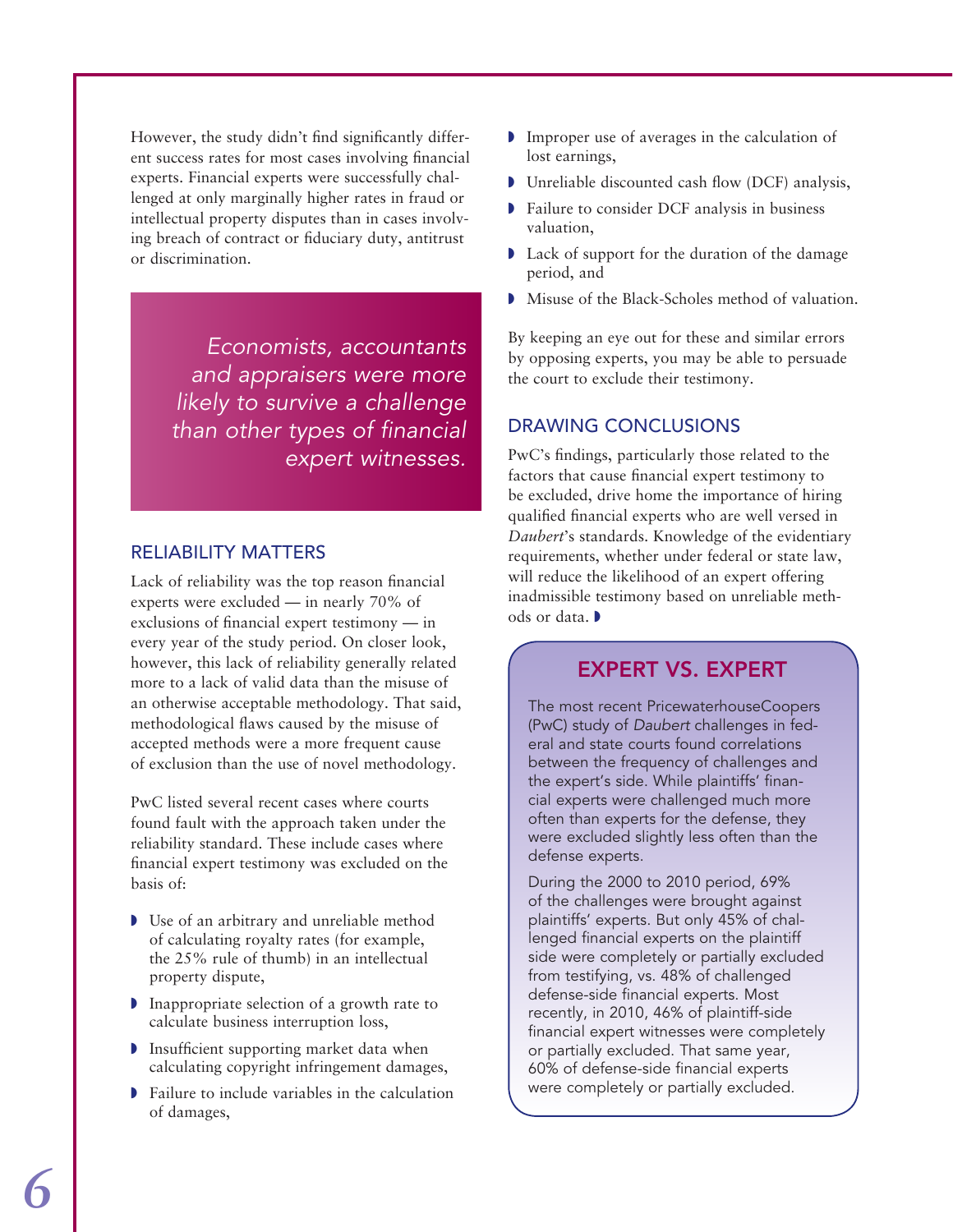However, the study didn't find significantly different success rates for most cases involving financial experts. Financial experts were successfully challenged at only marginally higher rates in fraud or intellectual property disputes than in cases involving breach of contract or fiduciary duty, antitrust or discrimination.

> *Economists, accountants and appraisers were more likely to survive a challenge than other types of financial expert witnesses.*

## RELIABILITY MATTERS

Lack of reliability was the top reason financial experts were excluded — in nearly 70% of exclusions of financial expert testimony — in every year of the study period. On closer look, however, this lack of reliability generally related more to a lack of valid data than the misuse of an otherwise acceptable methodology. That said, methodological flaws caused by the misuse of accepted methods were a more frequent cause of exclusion than the use of novel methodology.

PwC listed several recent cases where courts found fault with the approach taken under the reliability standard. These include cases where financial expert testimony was excluded on the basis of:

- Use of an arbitrary and unreliable method of calculating royalty rates (for example, the 25% rule of thumb) in an intellectual property dispute,
- Inappropriate selection of a growth rate to calculate business interruption loss,
- Insufficient supporting market data when calculating copyright infringement damages,
- Failure to include variables in the calculation of damages,
- Improper use of averages in the calculation of lost earnings,
- Unreliable discounted cash flow (DCF) analysis,
- Failure to consider DCF analysis in business valuation,
- Lack of support for the duration of the damage period, and
- Misuse of the Black-Scholes method of valuation.

By keeping an eye out for these and similar errors by opposing experts, you may be able to persuade the court to exclude their testimony.

## DRAWING CONCLUSIONS

PwC's findings, particularly those related to the factors that cause financial expert testimony to be excluded, drive home the importance of hiring qualified financial experts who are well versed in *Daubert*'s standards. Knowledge of the evidentiary requirements, whether under federal or state law, will reduce the likelihood of an expert offering inadmissible testimony based on unreliable methods or data.

## EXPERT VS. EXPERT

The most recent PricewaterhouseCoopers (PwC) study of *Daubert* challenges in federal and state courts found correlations between the frequency of challenges and the expert's side. While plaintiffs' financial experts were challenged much more often than experts for the defense, they were excluded slightly less often than the defense experts.

During the 2000 to 2010 period, 69% of the challenges were brought against plaintiffs' experts. But only 45% of challenged financial experts on the plaintiff side were completely or partially excluded from testifying, vs. 48% of challenged defense-side financial experts. Most recently, in 2010, 46% of plaintiff-side financial expert witnesses were completely or partially excluded. That same year, 60% of defense-side financial experts were completely or partially excluded.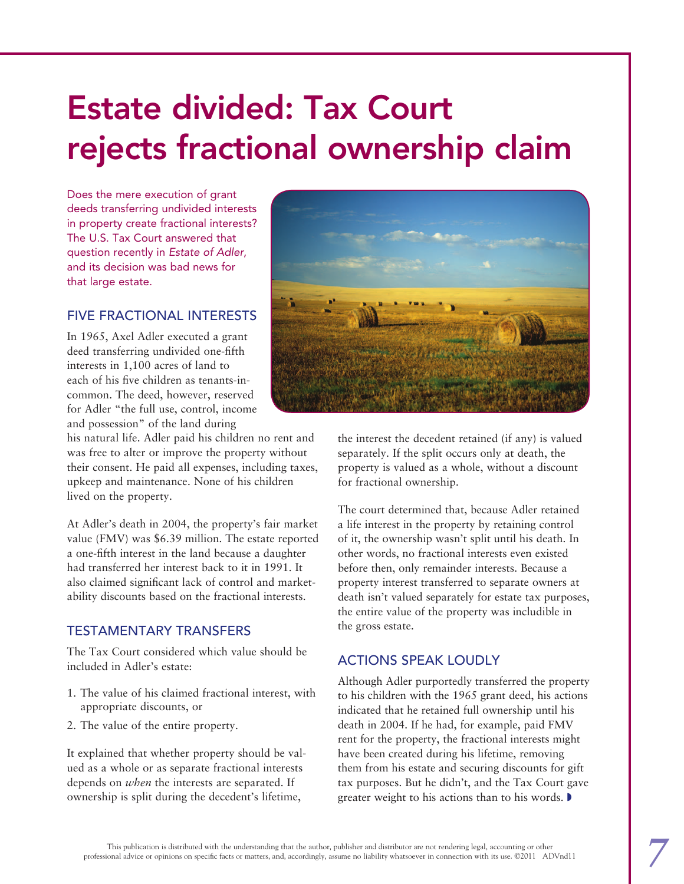# Estate divided: Tax Court rejects fractional ownership claim

Does the mere execution of grant deeds transferring undivided interests in property create fractional interests? The U.S. Tax Court answered that question recently in *Estate of Adler*, and its decision was bad news for that large estate.

## FIVE FRACTIONAL INTERESTS

In 1965, Axel Adler executed a grant deed transferring undivided one-fifth interests in 1,100 acres of land to each of his five children as tenants-in-common. The deed, however, reserved for Adler "the full use, control, income and possession" of the land during his natural life. Adler paid his children no rent and was free to alter or improve the property without their consent. He paid all expenses, including taxes, upkeep and maintenance. None of his children lived on the property.

At Adler's death in 2004, the property's fair market value (FMV) was $6.39 million. The estate reported a one-fifth interest in the land because a daughter had transferred her interest back to it in 1991. It also claimed significant lack of control and marketability discounts based on the fractional interests.

## TESTAMENTARY TRANSFERS

The Tax Court considered which value should be included in Adler's estate:

1. The value of his claimed fractional interest, with appropriate discounts, or
2. The value of the entire property.

It explained that whether property should be valued as a whole or as separate fractional interests depends on *when* the interests are separated. If ownership is split during the decedent's lifetime, the interest the decedent retained (if any) is valued separately. If the split occurs only at death, the property is valued as a whole, without a discount for fractional ownership.

The court determined that, because Adler retained a life interest in the property by retaining control of it, the ownership wasn't split until his death. In other words, no fractional interests even existed before then, only remainder interests. Because a property interest transferred to separate owners at death isn't valued separately for estate tax purposes, the entire value of the property was includible in the gross estate.

## ACTIONS SPEAK LOUDLY

Although Adler purportedly transferred the property to his children with the 1965 grant deed, his actions indicated that he retained full ownership until his death in 2004. If he had, for example, paid FMV rent for the property, the fractional interests might have been created during his lifetime, removing them from his estate and securing discounts for gift tax purposes. But he didn't, and the Tax Court gave greater weight to his actions than to his words.

This publication is distributed with the understanding that the author, publisher and distributor are not rendering legal, accounting or other professional advice or opinions on specific facts or matters, and, accordingly, assume no liability whatsoever in connection with its use. ©2011 ADVnd11